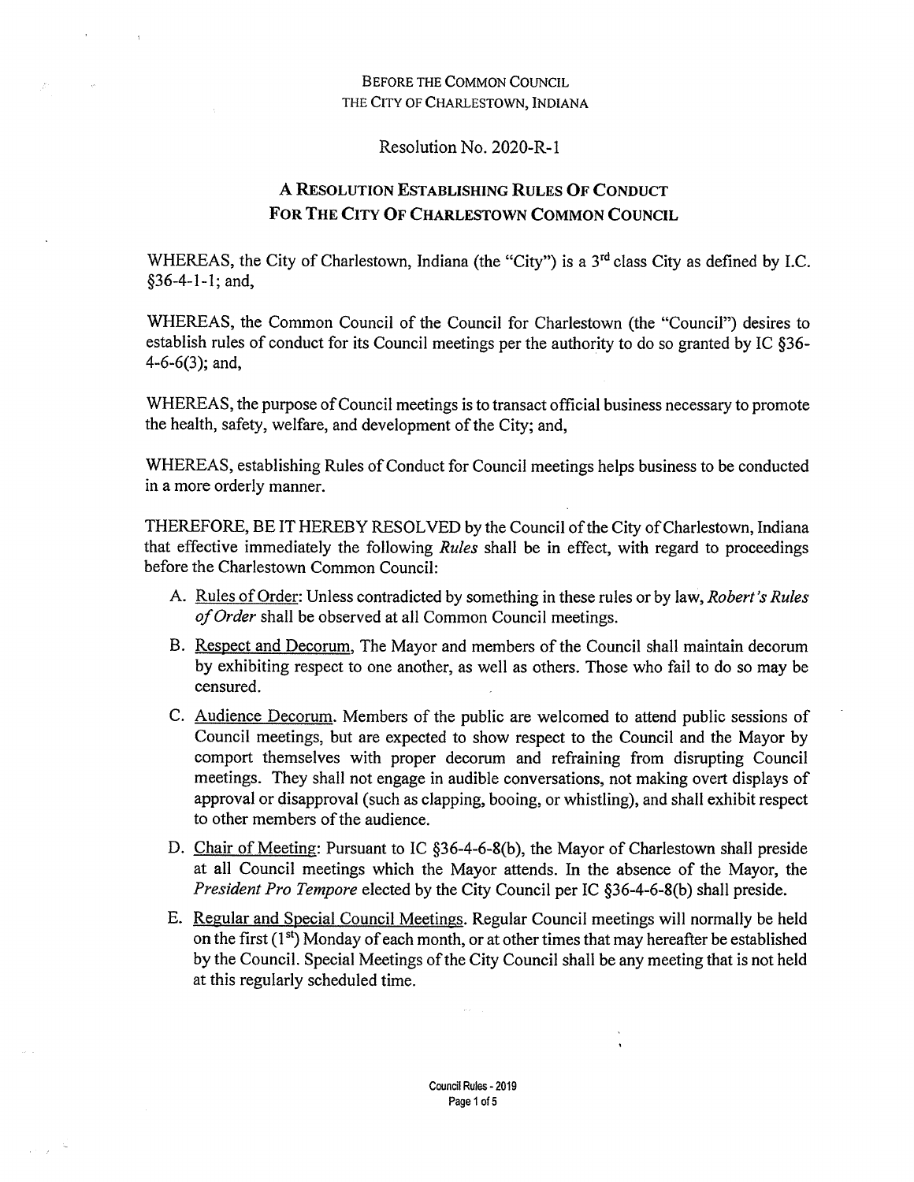Before the Common Council
The City of Charlestown, Indiana

Resolution No. 2020-R-1

# A Resolution Establishing Rules Of Conduct For The City Of Charlestown Common Council

WHEREAS, the City of Charlestown, Indiana (the "City") is a 3rd class City as defined by I.C. §36-4-1-1; and,

WHEREAS, the Common Council of the Council for Charlestown (the "Council") desires to establish rules of conduct for its Council meetings per the authority to do so granted by IC §36-4-6-6(3); and,

WHEREAS, the purpose of Council meetings is to transact official business necessary to promote the health, safety, welfare, and development of the City; and,

WHEREAS, establishing Rules of Conduct for Council meetings helps business to be conducted in a more orderly manner.

THEREFORE, BE IT HEREBY RESOLVED by the Council of the City of Charlestown, Indiana that effective immediately the following *Rules* shall be in effect, with regard to proceedings before the Charlestown Common Council:

A. Rules of Order: Unless contradicted by something in these rules or by law, *Robert's Rules of Order* shall be observed at all Common Council meetings.

B. Respect and Decorum, The Mayor and members of the Council shall maintain decorum by exhibiting respect to one another, as well as others. Those who fail to do so may be censured.

C. Audience Decorum. Members of the public are welcomed to attend public sessions of Council meetings, but are expected to show respect to the Council and the Mayor by comport themselves with proper decorum and refraining from disrupting Council meetings. They shall not engage in audible conversations, not making overt displays of approval or disapproval (such as clapping, booing, or whistling), and shall exhibit respect to other members of the audience.

D. Chair of Meeting: Pursuant to IC §36-4-6-8(b), the Mayor of Charlestown shall preside at all Council meetings which the Mayor attends. In the absence of the Mayor, the *President Pro Tempore* elected by the City Council per IC §36-4-6-8(b) shall preside.

E. Regular and Special Council Meetings. Regular Council meetings will normally be held on the first (1st) Monday of each month, or at other times that may hereafter be established by the Council. Special Meetings of the City Council shall be any meeting that is not held at this regularly scheduled time.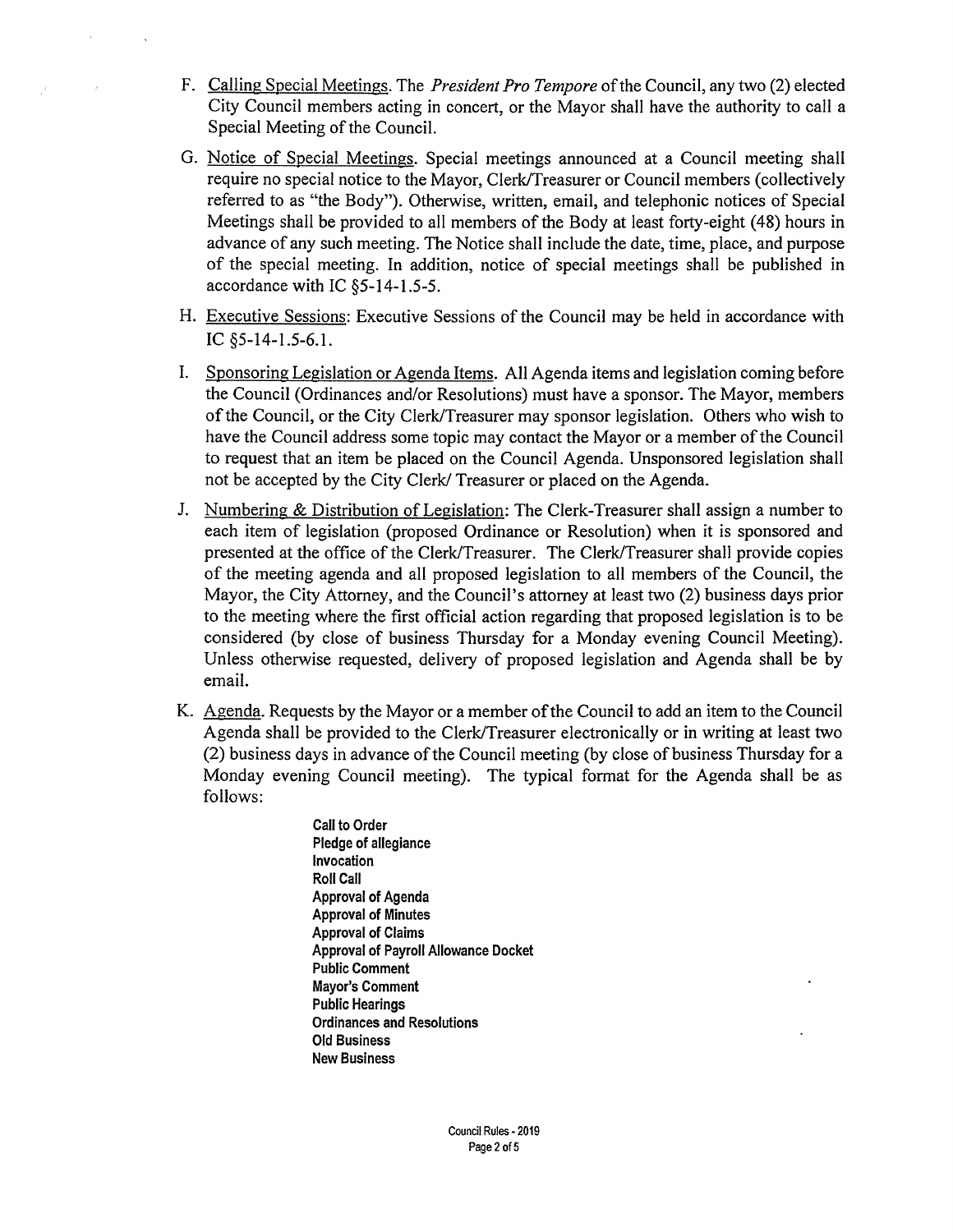F. Calling Special Meetings. The *President Pro Tempore* of the Council, any two (2) elected City Council members acting in concert, or the Mayor shall have the authority to call a Special Meeting of the Council.

G. Notice of Special Meetings. Special meetings announced at a Council meeting shall require no special notice to the Mayor, Clerk/Treasurer or Council members (collectively referred to as "the Body"). Otherwise, written, email, and telephonic notices of Special Meetings shall be provided to all members of the Body at least forty-eight (48) hours in advance of any such meeting. The Notice shall include the date, time, place, and purpose of the special meeting. In addition, notice of special meetings shall be published in accordance with IC §5-14-1.5-5.

H. Executive Sessions: Executive Sessions of the Council may be held in accordance with IC §5-14-1.5-6.1.

I. Sponsoring Legislation or Agenda Items. All Agenda items and legislation coming before the Council (Ordinances and/or Resolutions) must have a sponsor. The Mayor, members of the Council, or the City Clerk/Treasurer may sponsor legislation. Others who wish to have the Council address some topic may contact the Mayor or a member of the Council to request that an item be placed on the Council Agenda. Unsponsored legislation shall not be accepted by the City Clerk/ Treasurer or placed on the Agenda.

J. Numbering & Distribution of Legislation: The Clerk-Treasurer shall assign a number to each item of legislation (proposed Ordinance or Resolution) when it is sponsored and presented at the office of the Clerk/Treasurer. The Clerk/Treasurer shall provide copies of the meeting agenda and all proposed legislation to all members of the Council, the Mayor, the City Attorney, and the Council's attorney at least two (2) business days prior to the meeting where the first official action regarding that proposed legislation is to be considered (by close of business Thursday for a Monday evening Council Meeting). Unless otherwise requested, delivery of proposed legislation and Agenda shall be by email.

K. Agenda. Requests by the Mayor or a member of the Council to add an item to the Council Agenda shall be provided to the Clerk/Treasurer electronically or in writing at least two (2) business days in advance of the Council meeting (by close of business Thursday for a Monday evening Council meeting). The typical format for the Agenda shall be as follows:

   **Call to Order**
   **Pledge of allegiance**
   **Invocation**
   **Roll Call**
   **Approval of Agenda**
   **Approval of Minutes**
   **Approval of Claims**
   **Approval of Payroll Allowance Docket**
   **Public Comment**
   **Mayor's Comment**
   **Public Hearings**
   **Ordinances and Resolutions**
   **Old Business**
   **New Business**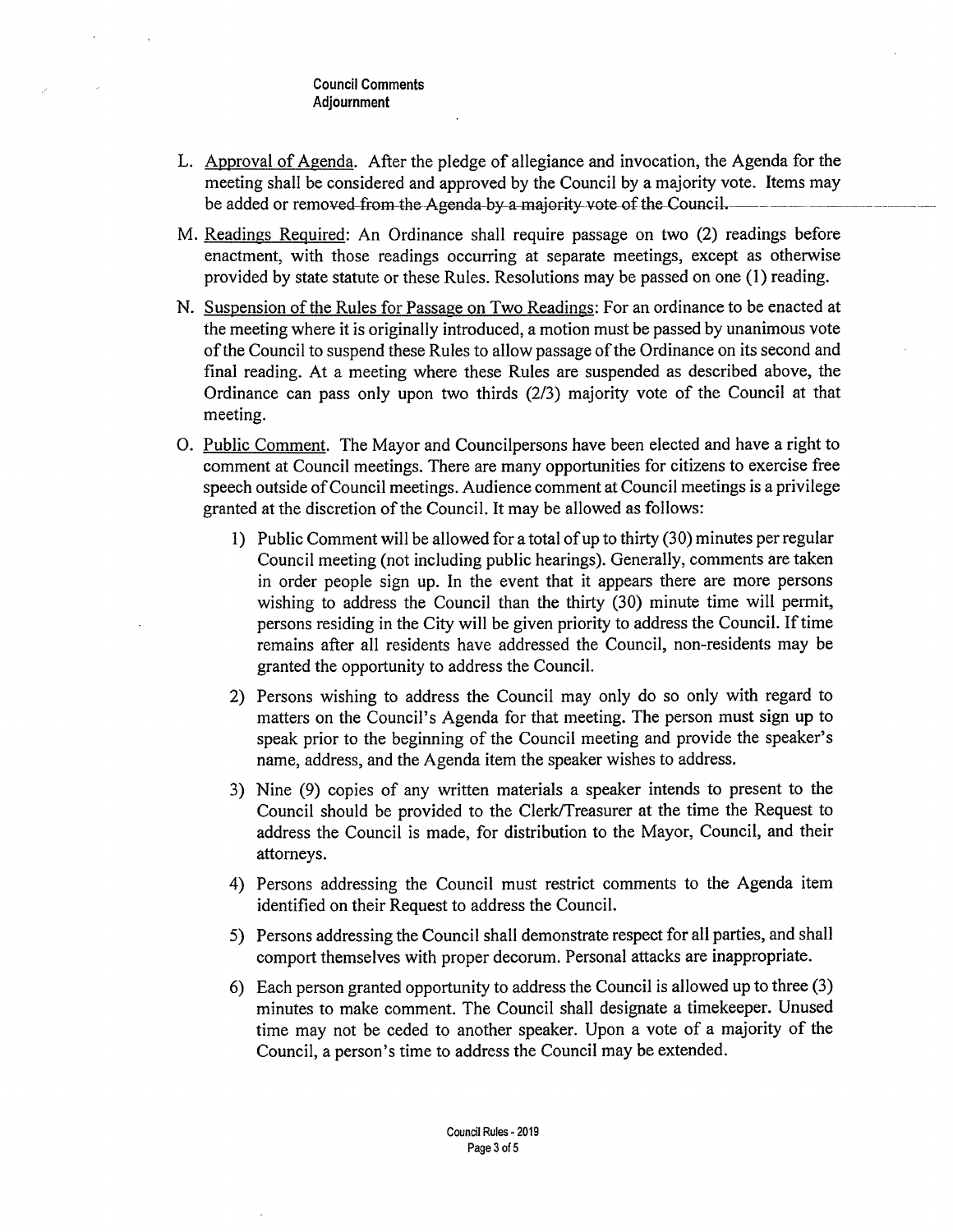**Council Comments**
**Adjournment**

L. Approval of Agenda. After the pledge of allegiance and invocation, the Agenda for the meeting shall be considered and approved by the Council by a majority vote. Items may be added or removed from the Agenda by a majority vote of the Council.

M. Readings Required: An Ordinance shall require passage on two (2) readings before enactment, with those readings occurring at separate meetings, except as otherwise provided by state statute or these Rules. Resolutions may be passed on one (1) reading.

N. Suspension of the Rules for Passage on Two Readings: For an ordinance to be enacted at the meeting where it is originally introduced, a motion must be passed by unanimous vote of the Council to suspend these Rules to allow passage of the Ordinance on its second and final reading. At a meeting where these Rules are suspended as described above, the Ordinance can pass only upon two thirds (2/3) majority vote of the Council at that meeting.

O. Public Comment. The Mayor and Councilpersons have been elected and have a right to comment at Council meetings. There are many opportunities for citizens to exercise free speech outside of Council meetings. Audience comment at Council meetings is a privilege granted at the discretion of the Council. It may be allowed as follows:

1) Public Comment will be allowed for a total of up to thirty (30) minutes per regular Council meeting (not including public hearings). Generally, comments are taken in order people sign up. In the event that it appears there are more persons wishing to address the Council than the thirty (30) minute time will permit, persons residing in the City will be given priority to address the Council. If time remains after all residents have addressed the Council, non-residents may be granted the opportunity to address the Council.

2) Persons wishing to address the Council may only do so only with regard to matters on the Council's Agenda for that meeting. The person must sign up to speak prior to the beginning of the Council meeting and provide the speaker's name, address, and the Agenda item the speaker wishes to address.

3) Nine (9) copies of any written materials a speaker intends to present to the Council should be provided to the Clerk/Treasurer at the time the Request to address the Council is made, for distribution to the Mayor, Council, and their attorneys.

4) Persons addressing the Council must restrict comments to the Agenda item identified on their Request to address the Council.

5) Persons addressing the Council shall demonstrate respect for all parties, and shall comport themselves with proper decorum. Personal attacks are inappropriate.

6) Each person granted opportunity to address the Council is allowed up to three (3) minutes to make comment. The Council shall designate a timekeeper. Unused time may not be ceded to another speaker. Upon a vote of a majority of the Council, a person's time to address the Council may be extended.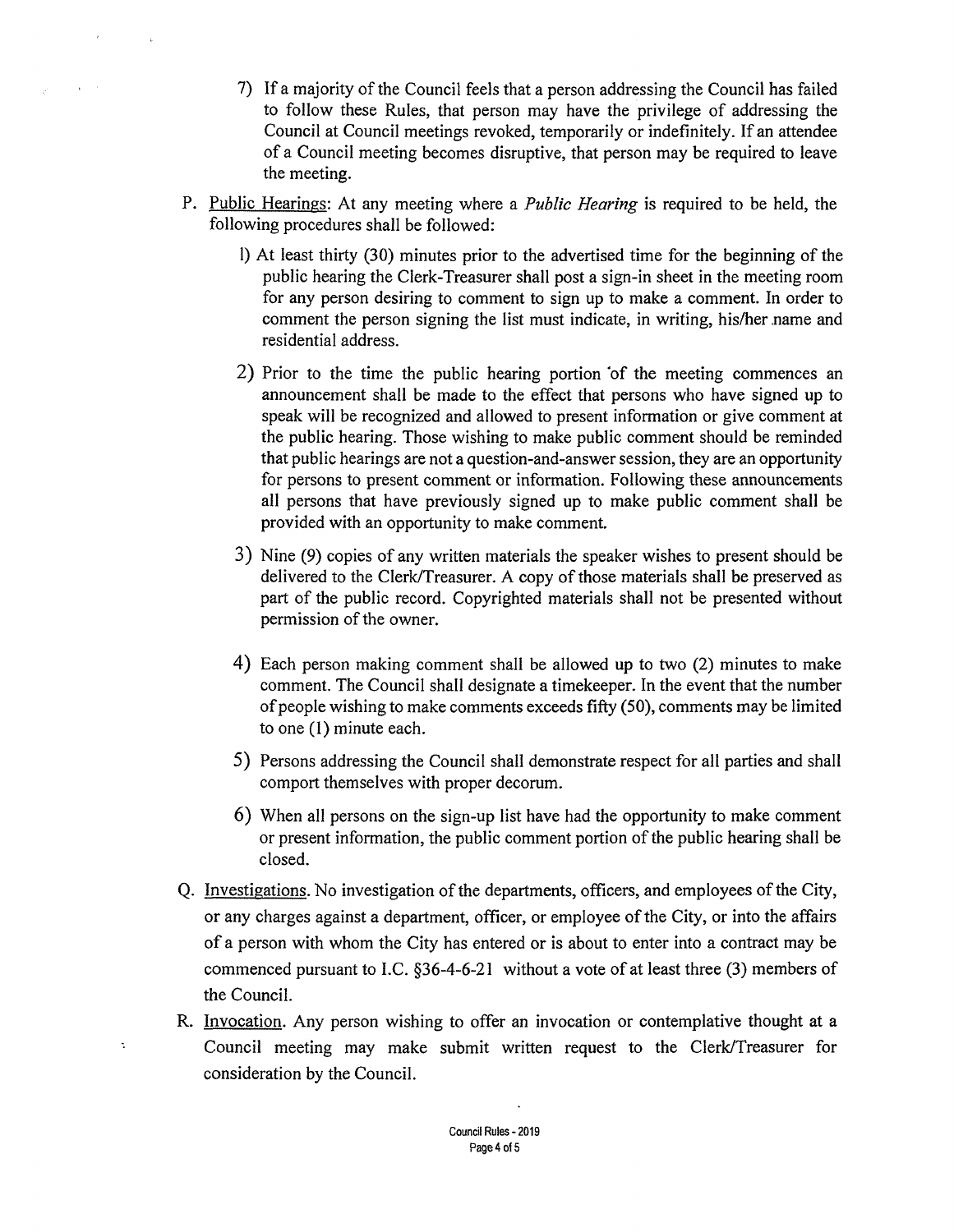7) If a majority of the Council feels that a person addressing the Council has failed to follow these Rules, that person may have the privilege of addressing the Council at Council meetings revoked, temporarily or indefinitely. If an attendee of a Council meeting becomes disruptive, that person may be required to leave the meeting.

P. Public Hearings: At any meeting where a *Public Hearing* is required to be held, the following procedures shall be followed:

1) At least thirty (30) minutes prior to the advertised time for the beginning of the public hearing the Clerk-Treasurer shall post a sign-in sheet in the meeting room for any person desiring to comment to sign up to make a comment. In order to comment the person signing the list must indicate, in writing, his/her name and residential address.

2) Prior to the time the public hearing portion of the meeting commences an announcement shall be made to the effect that persons who have signed up to speak will be recognized and allowed to present information or give comment at the public hearing. Those wishing to make public comment should be reminded that public hearings are not a question-and-answer session, they are an opportunity for persons to present comment or information. Following these announcements all persons that have previously signed up to make public comment shall be provided with an opportunity to make comment.

3) Nine (9) copies of any written materials the speaker wishes to present should be delivered to the Clerk/Treasurer. A copy of those materials shall be preserved as part of the public record. Copyrighted materials shall not be presented without permission of the owner.

4) Each person making comment shall be allowed up to two (2) minutes to make comment. The Council shall designate a timekeeper. In the event that the number of people wishing to make comments exceeds fifty (50), comments may be limited to one (1) minute each.

5) Persons addressing the Council shall demonstrate respect for all parties and shall comport themselves with proper decorum.

6) When all persons on the sign-up list have had the opportunity to make comment or present information, the public comment portion of the public hearing shall be closed.

Q. Investigations. No investigation of the departments, officers, and employees of the City, or any charges against a department, officer, or employee of the City, or into the affairs of a person with whom the City has entered or is about to enter into a contract may be commenced pursuant to I.C. §36-4-6-21 without a vote of at least three (3) members of the Council.

R. Invocation. Any person wishing to offer an invocation or contemplative thought at a Council meeting may make submit written request to the Clerk/Treasurer for consideration by the Council.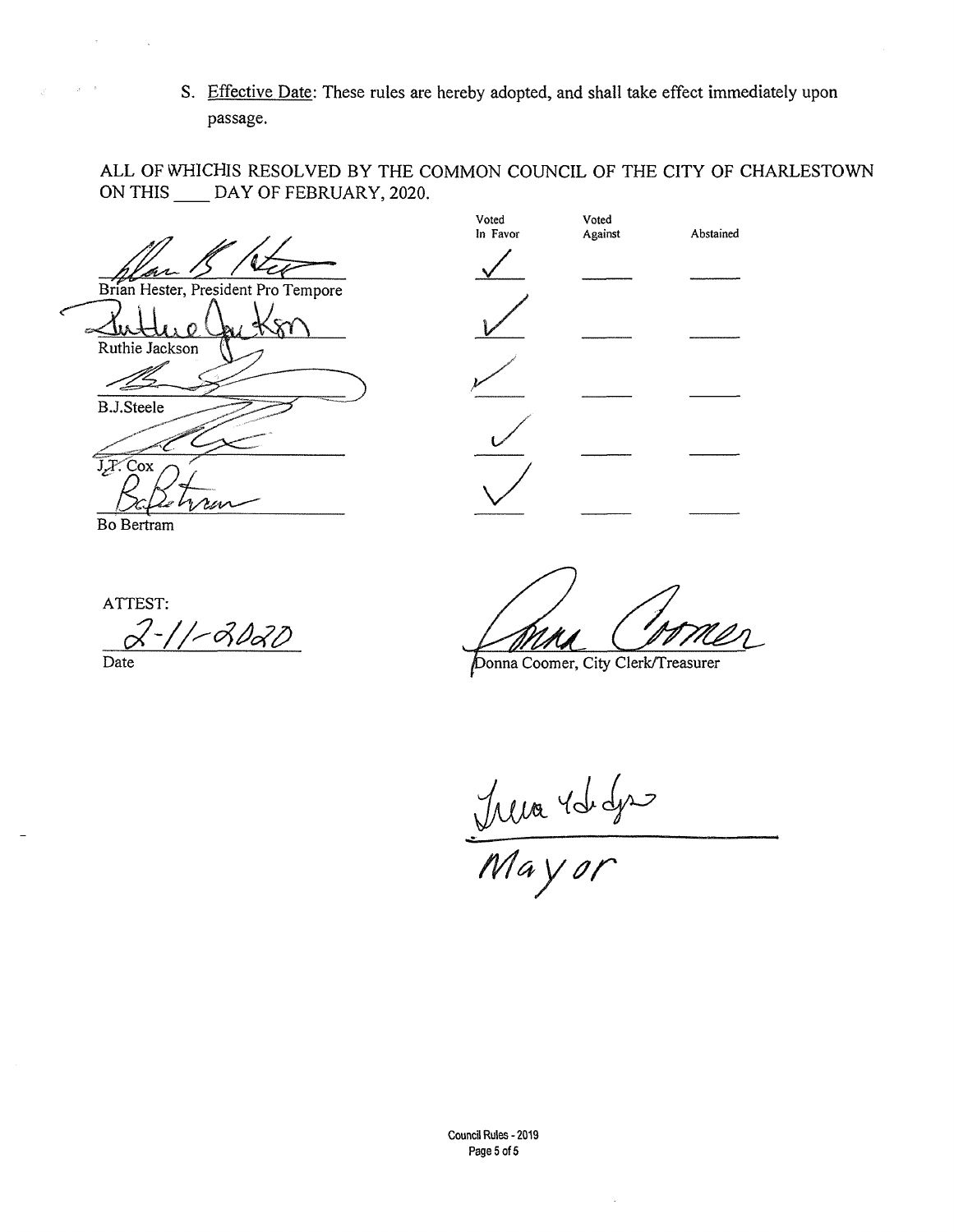S. Effective Date: These rules are hereby adopted, and shall take effect immediately upon passage.

ALL OF WHICHIS RESOLVED BY THE COMMON COUNCIL OF THE CITY OF CHARLESTOWN ON THIS ____ DAY OF FEBRUARY, 2020.

| | Voted In Favor | Voted Against | Abstained |
|---|---|---|---|
| Brian Hester, President Pro Tempore | ✓ | | |
| Ruthie Jackson | ✓ | | |
| B.J.Steele | ✓ | | |
| J.T. Cox | ✓ | | |
| Bo Bertram | ✓ | | |

ATTEST:

2-11-2020
Date

Donna Coomer, City Clerk/Treasurer

Mayor